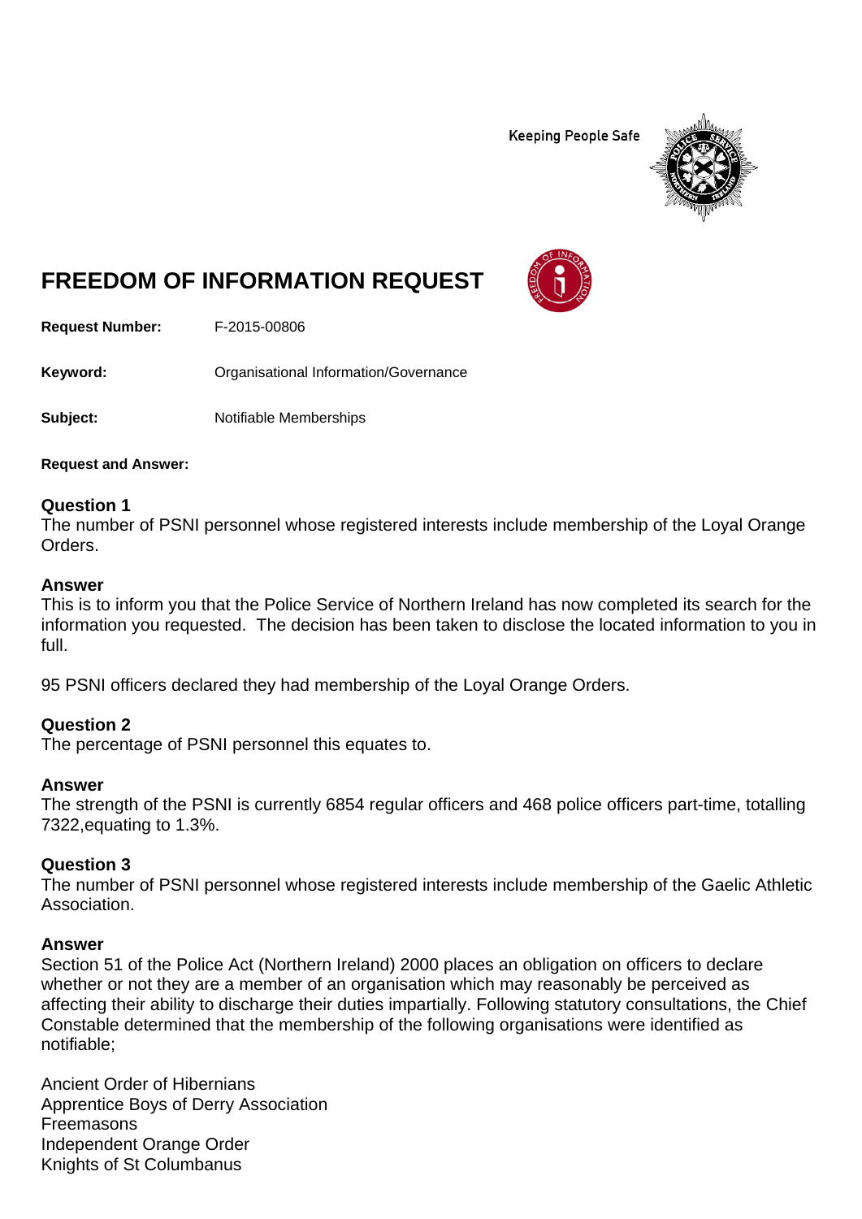Keeping People Safe

# FREEDOM OF INFORMATION REQUEST

**Request Number:** F-2015-00806

**Keyword:** Organisational Information/Governance

**Subject:** Notifiable Memberships

**Request and Answer:**

### Question 1
The number of PSNI personnel whose registered interests include membership of the Loyal Orange Orders.

### Answer
This is to inform you that the Police Service of Northern Ireland has now completed its search for the information you requested. The decision has been taken to disclose the located information to you in full.

95 PSNI officers declared they had membership of the Loyal Orange Orders.

### Question 2
The percentage of PSNI personnel this equates to.

### Answer
The strength of the PSNI is currently 6854 regular officers and 468 police officers part-time, totalling 7322,equating to 1.3%.

### Question 3
The number of PSNI personnel whose registered interests include membership of the Gaelic Athletic Association.

### Answer
Section 51 of the Police Act (Northern Ireland) 2000 places an obligation on officers to declare whether or not they are a member of an organisation which may reasonably be perceived as affecting their ability to discharge their duties impartially. Following statutory consultations, the Chief Constable determined that the membership of the following organisations were identified as notifiable;

Ancient Order of Hibernians
Apprentice Boys of Derry Association
Freemasons
Independent Orange Order
Knights of St Columbanus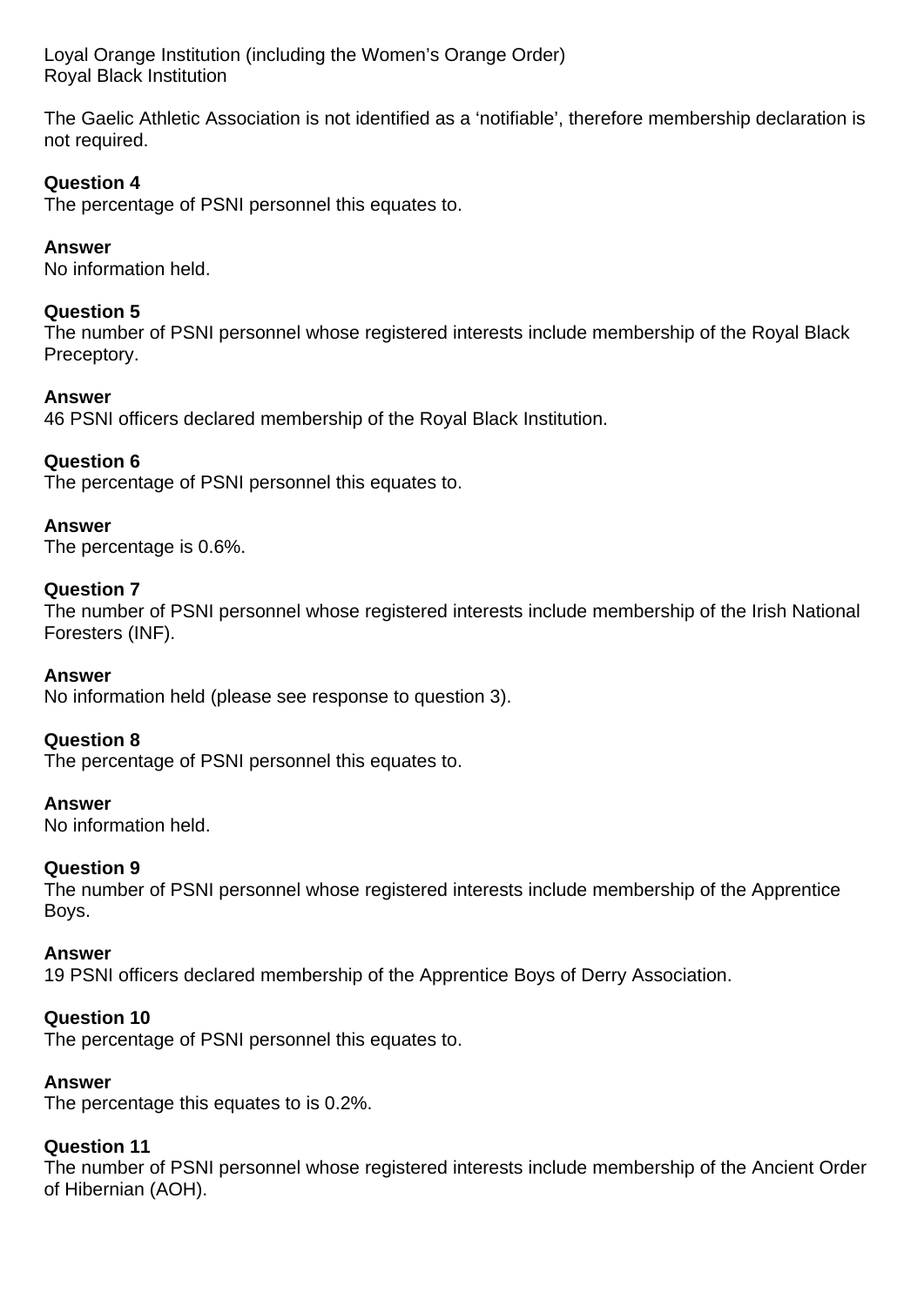Loyal Orange Institution (including the Women's Orange Order)
Royal Black Institution

The Gaelic Athletic Association is not identified as a 'notifiable', therefore membership declaration is not required.

**Question 4**
The percentage of PSNI personnel this equates to.

**Answer**
No information held.

**Question 5**
The number of PSNI personnel whose registered interests include membership of the Royal Black Preceptory.

**Answer**
46 PSNI officers declared membership of the Royal Black Institution.

**Question 6**
The percentage of PSNI personnel this equates to.

**Answer**
The percentage is 0.6%.

**Question 7**
The number of PSNI personnel whose registered interests include membership of the Irish National Foresters (INF).

**Answer**
No information held (please see response to question 3).

**Question 8**
The percentage of PSNI personnel this equates to.

**Answer**
No information held.

**Question 9**
The number of PSNI personnel whose registered interests include membership of the Apprentice Boys.

**Answer**
19 PSNI officers declared membership of the Apprentice Boys of Derry Association.

**Question 10**
The percentage of PSNI personnel this equates to.

**Answer**
The percentage this equates to is 0.2%.

**Question 11**
The number of PSNI personnel whose registered interests include membership of the Ancient Order of Hibernian (AOH).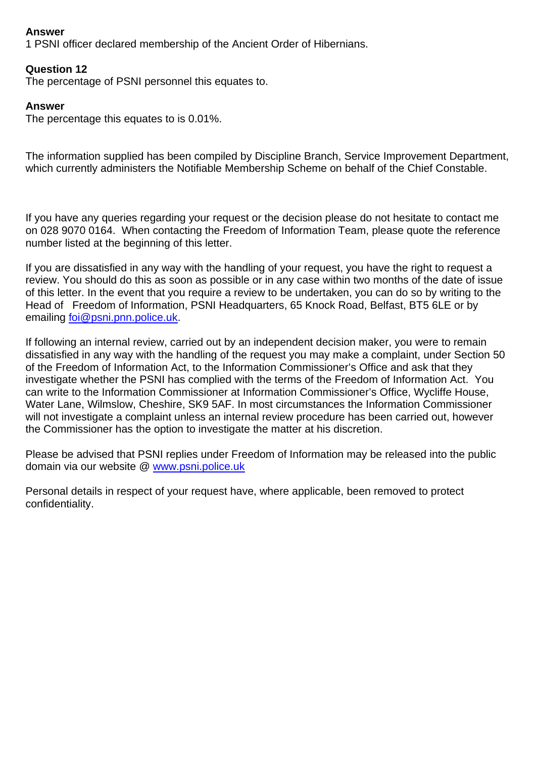**Answer**
1 PSNI officer declared membership of the Ancient Order of Hibernians.

**Question 12**
The percentage of PSNI personnel this equates to.

**Answer**
The percentage this equates to is 0.01%.

The information supplied has been compiled by Discipline Branch, Service Improvement Department, which currently administers the Notifiable Membership Scheme on behalf of the Chief Constable.

If you have any queries regarding your request or the decision please do not hesitate to contact me on 028 9070 0164. When contacting the Freedom of Information Team, please quote the reference number listed at the beginning of this letter.

If you are dissatisfied in any way with the handling of your request, you have the right to request a review. You should do this as soon as possible or in any case within two months of the date of issue of this letter. In the event that you require a review to be undertaken, you can do so by writing to the Head of Freedom of Information, PSNI Headquarters, 65 Knock Road, Belfast, BT5 6LE or by emailing foi@psni.pnn.police.uk.

If following an internal review, carried out by an independent decision maker, you were to remain dissatisfied in any way with the handling of the request you may make a complaint, under Section 50 of the Freedom of Information Act, to the Information Commissioner's Office and ask that they investigate whether the PSNI has complied with the terms of the Freedom of Information Act. You can write to the Information Commissioner at Information Commissioner's Office, Wycliffe House, Water Lane, Wilmslow, Cheshire, SK9 5AF. In most circumstances the Information Commissioner will not investigate a complaint unless an internal review procedure has been carried out, however the Commissioner has the option to investigate the matter at his discretion.

Please be advised that PSNI replies under Freedom of Information may be released into the public domain via our website @ www.psni.police.uk

Personal details in respect of your request have, where applicable, been removed to protect confidentiality.